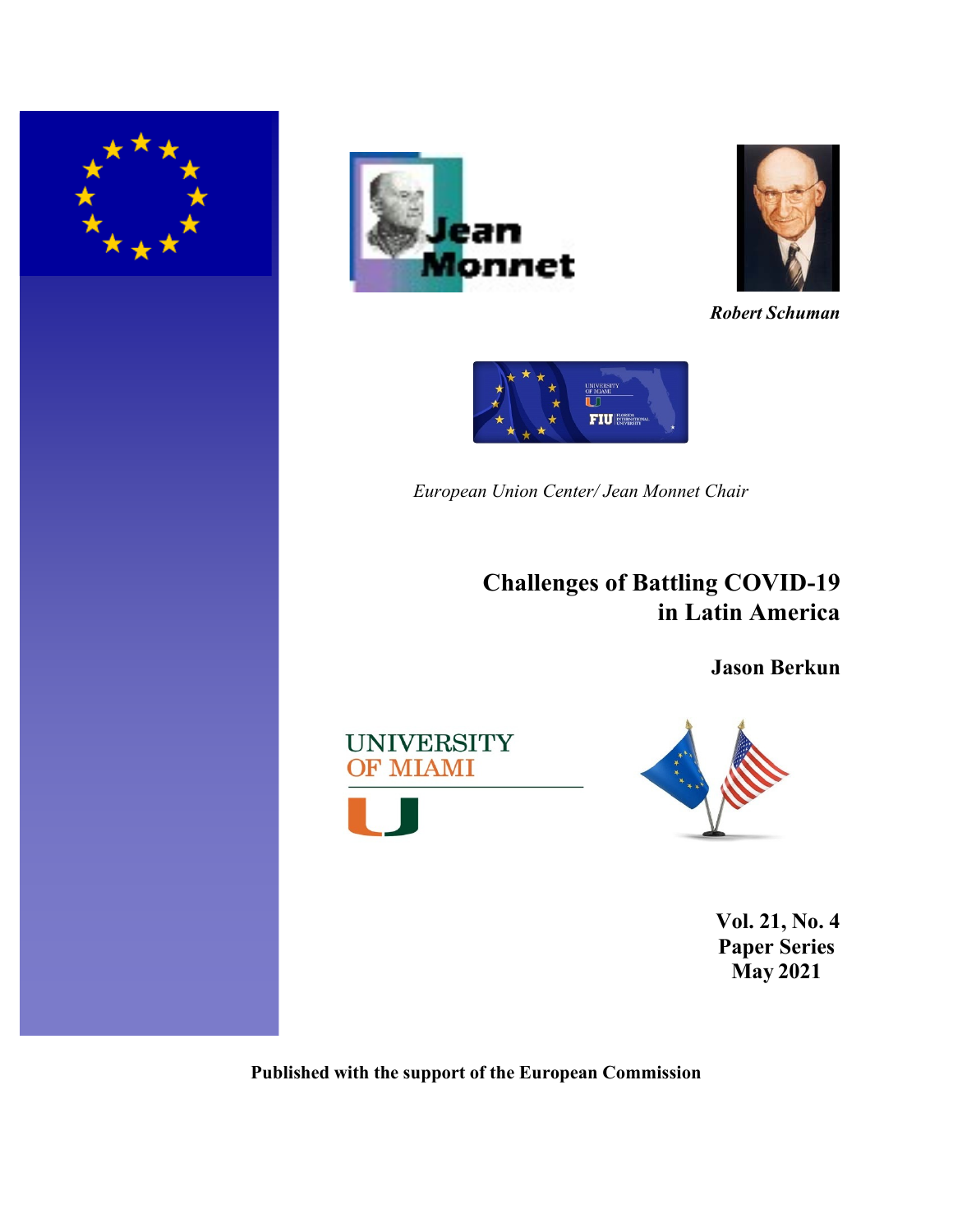*Robert Schuman*

*European Union Center/ Jean Monnet Chair*

# Challenges of Battling COVID-19 in Latin America

**Jason Berkun**

**Vol. 21, No. 4**
**Paper Series**
**May 2021**

**Published with the support of the European Commission**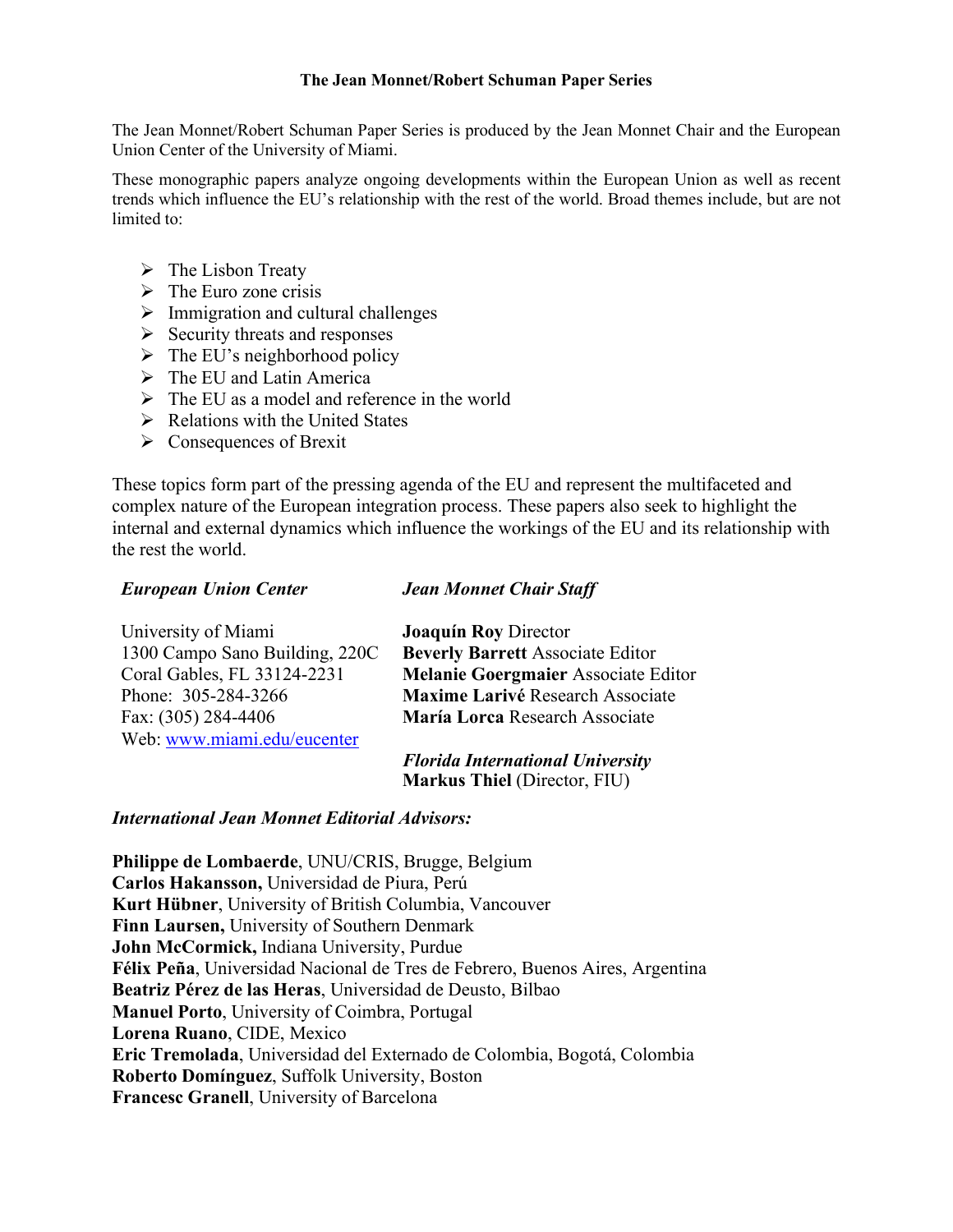**The Jean Monnet/Robert Schuman Paper Series**

The Jean Monnet/Robert Schuman Paper Series is produced by the Jean Monnet Chair and the European Union Center of the University of Miami.

These monographic papers analyze ongoing developments within the European Union as well as recent trends which influence the EU's relationship with the rest of the world. Broad themes include, but are not limited to:

- The Lisbon Treaty
- The Euro zone crisis
- Immigration and cultural challenges
- Security threats and responses
- The EU's neighborhood policy
- The EU and Latin America
- The EU as a model and reference in the world
- Relations with the United States
- Consequences of Brexit

These topics form part of the pressing agenda of the EU and represent the multifaceted and complex nature of the European integration process. These papers also seek to highlight the internal and external dynamics which influence the workings of the EU and its relationship with the rest the world.

***European Union Center***

University of Miami
1300 Campo Sano Building, 220C
Coral Gables, FL 33124-2231
Phone: 305-284-3266
Fax: (305) 284-4406
Web: www.miami.edu/eucenter

***Jean Monnet Chair Staff***

**Joaquín Roy** Director
**Beverly Barrett** Associate Editor
**Melanie Goergmaier** Associate Editor
**Maxime Larivé** Research Associate
**María Lorca** Research Associate

***Florida International University***
**Markus Thiel** (Director, FIU)

***International Jean Monnet Editorial Advisors:***

**Philippe de Lombaerde**, UNU/CRIS, Brugge, Belgium
**Carlos Hakansson,** Universidad de Piura, Perú
**Kurt Hübner**, University of British Columbia, Vancouver
**Finn Laursen,** University of Southern Denmark
**John McCormick,** Indiana University, Purdue
**Félix Peña**, Universidad Nacional de Tres de Febrero, Buenos Aires, Argentina
**Beatriz Pérez de las Heras**, Universidad de Deusto, Bilbao
**Manuel Porto**, University of Coimbra, Portugal
**Lorena Ruano**, CIDE, Mexico
**Eric Tremolada**, Universidad del Externado de Colombia, Bogotá, Colombia
**Roberto Domínguez**, Suffolk University, Boston
**Francesc Granell**, University of Barcelona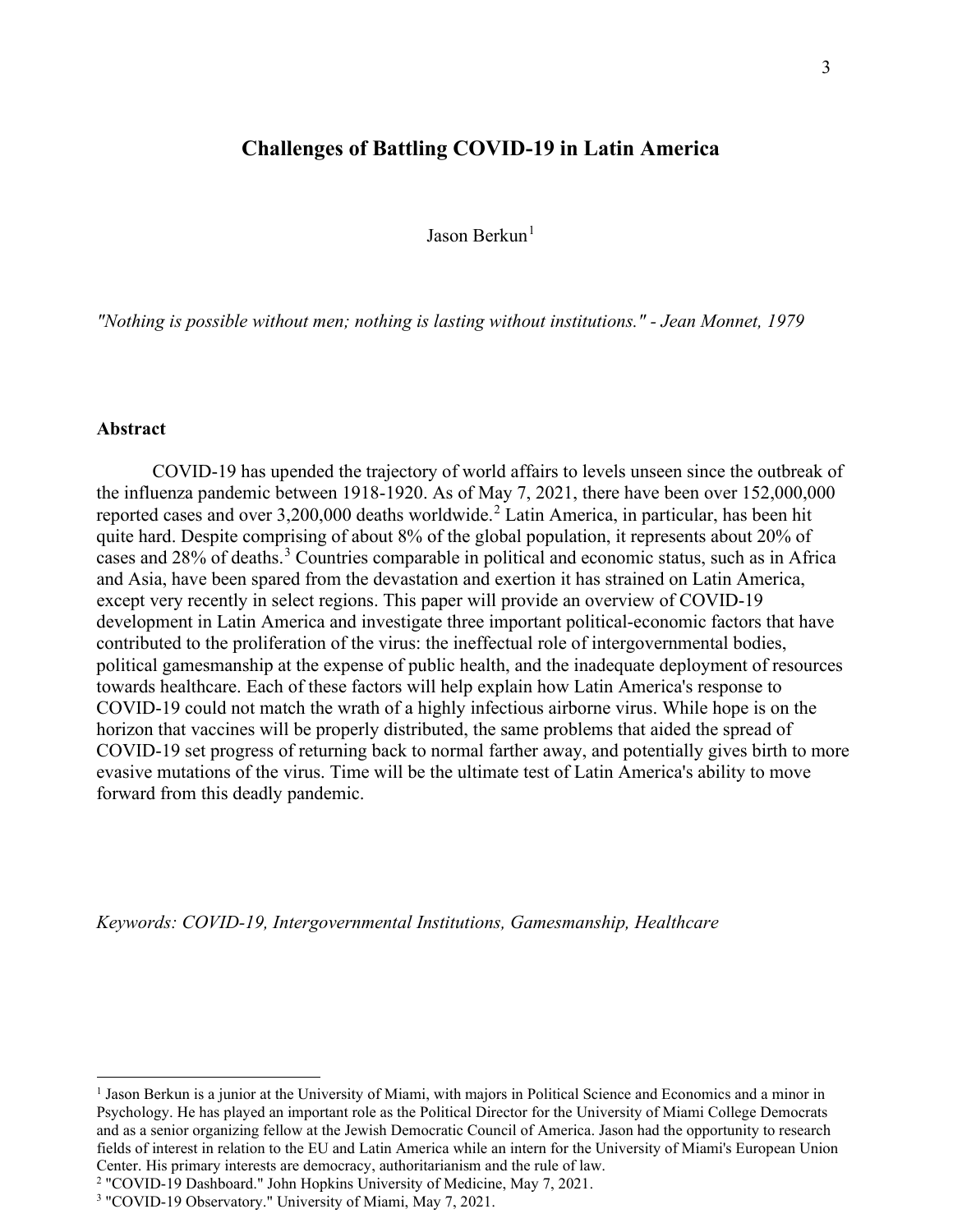# Challenges of Battling COVID-19 in Latin America

Jason Berkun[1]

*"Nothing is possible without men; nothing is lasting without institutions." - Jean Monnet, 1979*

## Abstract

COVID-19 has upended the trajectory of world affairs to levels unseen since the outbreak of the influenza pandemic between 1918-1920. As of May 7, 2021, there have been over 152,000,000 reported cases and over 3,200,000 deaths worldwide.[2] Latin America, in particular, has been hit quite hard. Despite comprising of about 8% of the global population, it represents about 20% of cases and 28% of deaths.[3] Countries comparable in political and economic status, such as in Africa and Asia, have been spared from the devastation and exertion it has strained on Latin America, except very recently in select regions. This paper will provide an overview of COVID-19 development in Latin America and investigate three important political-economic factors that have contributed to the proliferation of the virus: the ineffectual role of intergovernmental bodies, political gamesmanship at the expense of public health, and the inadequate deployment of resources towards healthcare. Each of these factors will help explain how Latin America's response to COVID-19 could not match the wrath of a highly infectious airborne virus. While hope is on the horizon that vaccines will be properly distributed, the same problems that aided the spread of COVID-19 set progress of returning back to normal farther away, and potentially gives birth to more evasive mutations of the virus. Time will be the ultimate test of Latin America's ability to move forward from this deadly pandemic.

*Keywords: COVID-19, Intergovernmental Institutions, Gamesmanship, Healthcare*

---

[1] Jason Berkun is a junior at the University of Miami, with majors in Political Science and Economics and a minor in Psychology. He has played an important role as the Political Director for the University of Miami College Democrats and as a senior organizing fellow at the Jewish Democratic Council of America. Jason had the opportunity to research fields of interest in relation to the EU and Latin America while an intern for the University of Miami's European Union Center. His primary interests are democracy, authoritarianism and the rule of law.

[2] "COVID-19 Dashboard." John Hopkins University of Medicine, May 7, 2021.

[3] "COVID-19 Observatory." University of Miami, May 7, 2021.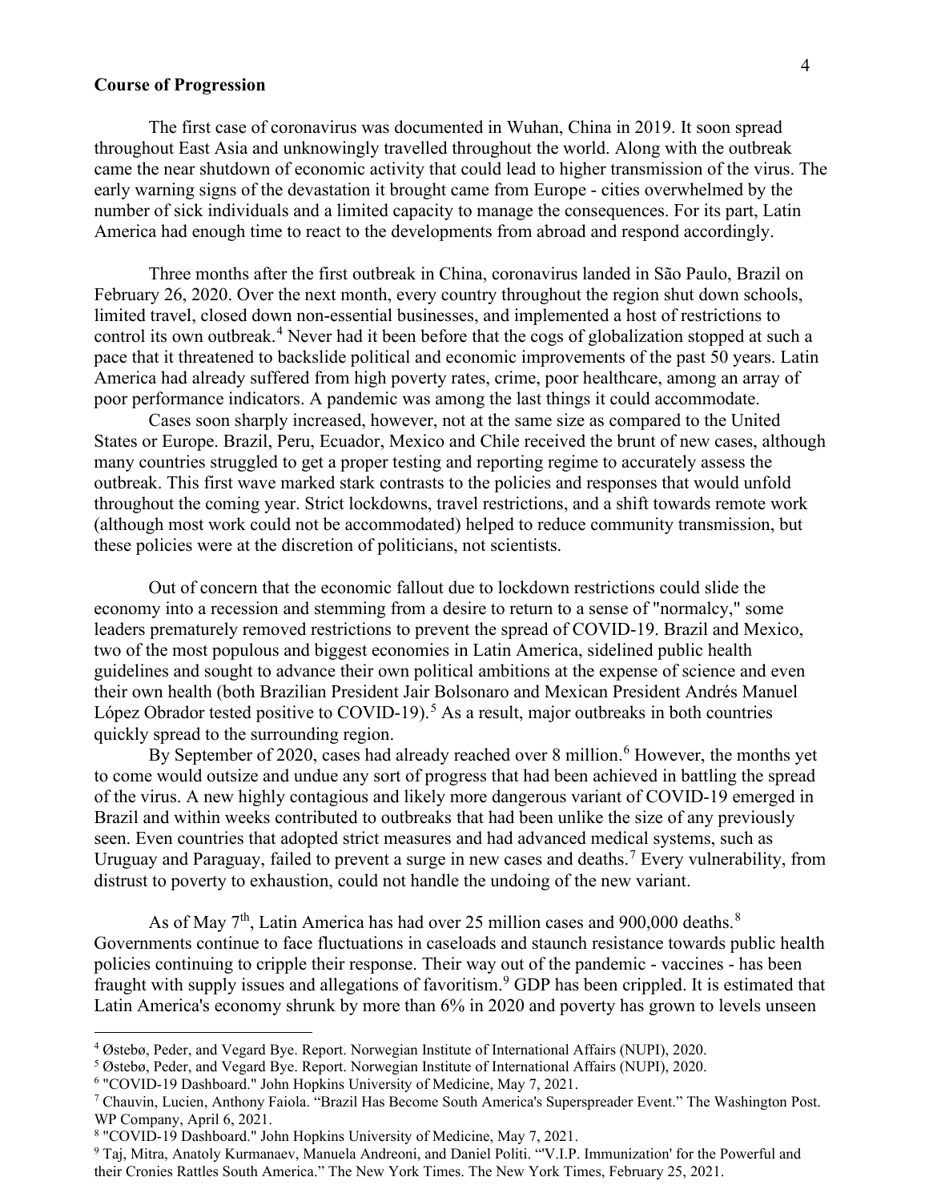**Course of Progression**

The first case of coronavirus was documented in Wuhan, China in 2019. It soon spread throughout East Asia and unknowingly travelled throughout the world. Along with the outbreak came the near shutdown of economic activity that could lead to higher transmission of the virus. The early warning signs of the devastation it brought came from Europe - cities overwhelmed by the number of sick individuals and a limited capacity to manage the consequences. For its part, Latin America had enough time to react to the developments from abroad and respond accordingly.

Three months after the first outbreak in China, coronavirus landed in São Paulo, Brazil on February 26, 2020. Over the next month, every country throughout the region shut down schools, limited travel, closed down non-essential businesses, and implemented a host of restrictions to control its own outbreak.[4] Never had it been before that the cogs of globalization stopped at such a pace that it threatened to backslide political and economic improvements of the past 50 years. Latin America had already suffered from high poverty rates, crime, poor healthcare, among an array of poor performance indicators. A pandemic was among the last things it could accommodate.

Cases soon sharply increased, however, not at the same size as compared to the United States or Europe. Brazil, Peru, Ecuador, Mexico and Chile received the brunt of new cases, although many countries struggled to get a proper testing and reporting regime to accurately assess the outbreak. This first wave marked stark contrasts to the policies and responses that would unfold throughout the coming year. Strict lockdowns, travel restrictions, and a shift towards remote work (although most work could not be accommodated) helped to reduce community transmission, but these policies were at the discretion of politicians, not scientists.

Out of concern that the economic fallout due to lockdown restrictions could slide the economy into a recession and stemming from a desire to return to a sense of "normalcy," some leaders prematurely removed restrictions to prevent the spread of COVID-19. Brazil and Mexico, two of the most populous and biggest economies in Latin America, sidelined public health guidelines and sought to advance their own political ambitions at the expense of science and even their own health (both Brazilian President Jair Bolsonaro and Mexican President Andrés Manuel López Obrador tested positive to COVID-19).[5] As a result, major outbreaks in both countries quickly spread to the surrounding region.

By September of 2020, cases had already reached over 8 million.[6] However, the months yet to come would outsize and undue any sort of progress that had been achieved in battling the spread of the virus. A new highly contagious and likely more dangerous variant of COVID-19 emerged in Brazil and within weeks contributed to outbreaks that had been unlike the size of any previously seen. Even countries that adopted strict measures and had advanced medical systems, such as Uruguay and Paraguay, failed to prevent a surge in new cases and deaths.[7] Every vulnerability, from distrust to poverty to exhaustion, could not handle the undoing of the new variant.

As of May 7th, Latin America has had over 25 million cases and 900,000 deaths.[8] Governments continue to face fluctuations in caseloads and staunch resistance towards public health policies continuing to cripple their response. Their way out of the pandemic - vaccines - has been fraught with supply issues and allegations of favoritism.[9] GDP has been crippled. It is estimated that Latin America's economy shrunk by more than 6% in 2020 and poverty has grown to levels unseen

---

[4] Østebø, Peder, and Vegard Bye. Report. Norwegian Institute of International Affairs (NUPI), 2020.

[5] Østebø, Peder, and Vegard Bye. Report. Norwegian Institute of International Affairs (NUPI), 2020.

[6] "COVID-19 Dashboard." John Hopkins University of Medicine, May 7, 2021.

[7] Chauvin, Lucien, Anthony Faiola. "Brazil Has Become South America's Superspreader Event." The Washington Post. WP Company, April 6, 2021.

[8] "COVID-19 Dashboard." John Hopkins University of Medicine, May 7, 2021.

[9] Taj, Mitra, Anatoly Kurmanaev, Manuela Andreoni, and Daniel Politi. "'V.I.P. Immunization' for the Powerful and their Cronies Rattles South America." The New York Times. The New York Times, February 25, 2021.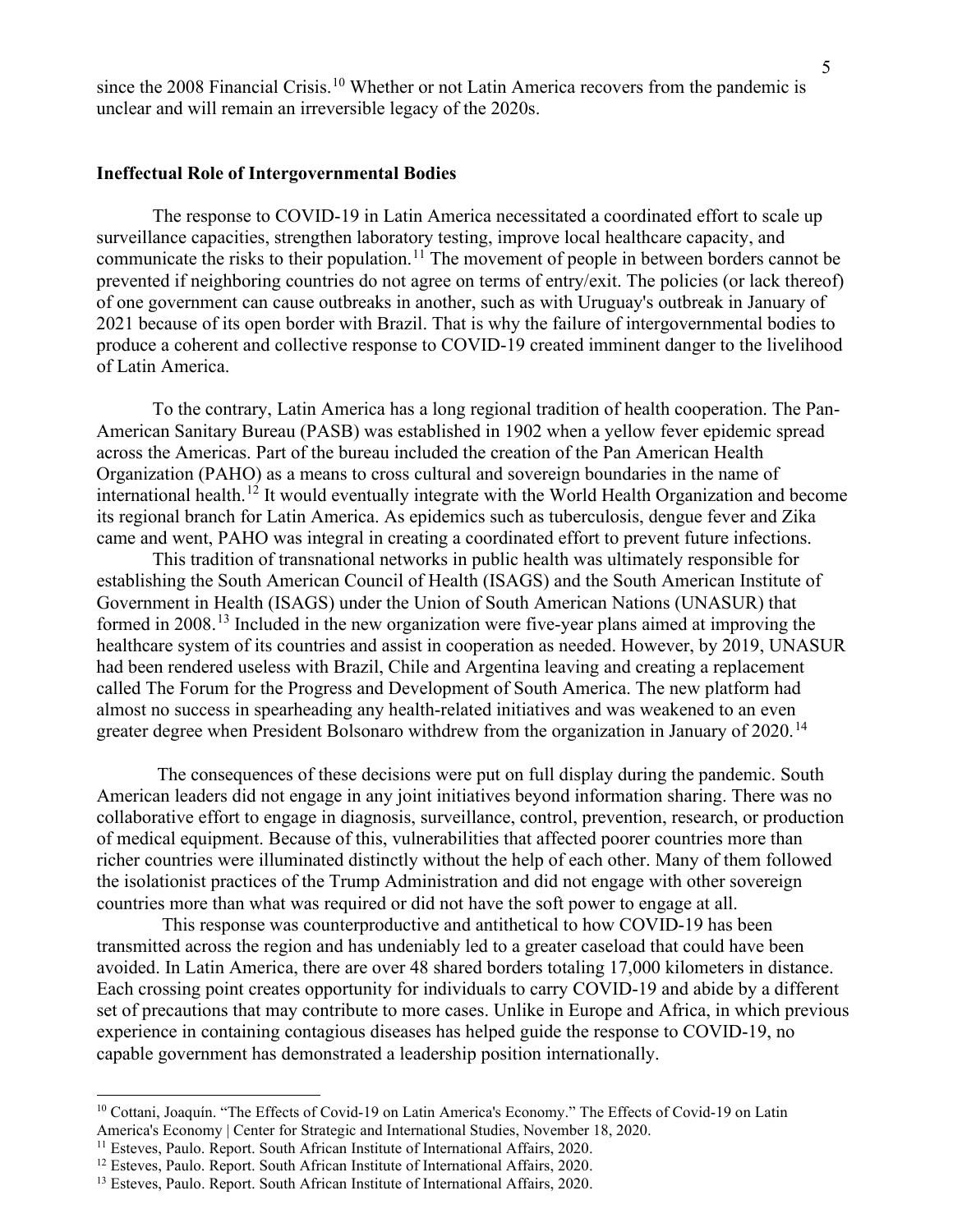since the 2008 Financial Crisis.[10] Whether or not Latin America recovers from the pandemic is unclear and will remain an irreversible legacy of the 2020s.

## Ineffectual Role of Intergovernmental Bodies

The response to COVID-19 in Latin America necessitated a coordinated effort to scale up surveillance capacities, strengthen laboratory testing, improve local healthcare capacity, and communicate the risks to their population.[11] The movement of people in between borders cannot be prevented if neighboring countries do not agree on terms of entry/exit. The policies (or lack thereof) of one government can cause outbreaks in another, such as with Uruguay's outbreak in January of 2021 because of its open border with Brazil. That is why the failure of intergovernmental bodies to produce a coherent and collective response to COVID-19 created imminent danger to the livelihood of Latin America.

To the contrary, Latin America has a long regional tradition of health cooperation. The Pan-American Sanitary Bureau (PASB) was established in 1902 when a yellow fever epidemic spread across the Americas. Part of the bureau included the creation of the Pan American Health Organization (PAHO) as a means to cross cultural and sovereign boundaries in the name of international health.[12] It would eventually integrate with the World Health Organization and become its regional branch for Latin America. As epidemics such as tuberculosis, dengue fever and Zika came and went, PAHO was integral in creating a coordinated effort to prevent future infections.

This tradition of transnational networks in public health was ultimately responsible for establishing the South American Council of Health (ISAGS) and the South American Institute of Government in Health (ISAGS) under the Union of South American Nations (UNASUR) that formed in 2008.[13] Included in the new organization were five-year plans aimed at improving the healthcare system of its countries and assist in cooperation as needed. However, by 2019, UNASUR had been rendered useless with Brazil, Chile and Argentina leaving and creating a replacement called The Forum for the Progress and Development of South America. The new platform had almost no success in spearheading any health-related initiatives and was weakened to an even greater degree when President Bolsonaro withdrew from the organization in January of 2020.[14]

The consequences of these decisions were put on full display during the pandemic. South American leaders did not engage in any joint initiatives beyond information sharing. There was no collaborative effort to engage in diagnosis, surveillance, control, prevention, research, or production of medical equipment. Because of this, vulnerabilities that affected poorer countries more than richer countries were illuminated distinctly without the help of each other. Many of them followed the isolationist practices of the Trump Administration and did not engage with other sovereign countries more than what was required or did not have the soft power to engage at all.

This response was counterproductive and antithetical to how COVID-19 has been transmitted across the region and has undeniably led to a greater caseload that could have been avoided. In Latin America, there are over 48 shared borders totaling 17,000 kilometers in distance. Each crossing point creates opportunity for individuals to carry COVID-19 and abide by a different set of precautions that may contribute to more cases. Unlike in Europe and Africa, in which previous experience in containing contagious diseases has helped guide the response to COVID-19, no capable government has demonstrated a leadership position internationally.

---

[10] Cottani, Joaquín. "The Effects of Covid-19 on Latin America's Economy." The Effects of Covid-19 on Latin America's Economy | Center for Strategic and International Studies, November 18, 2020.

[11] Esteves, Paulo. Report. South African Institute of International Affairs, 2020.

[12] Esteves, Paulo. Report. South African Institute of International Affairs, 2020.

[13] Esteves, Paulo. Report. South African Institute of International Affairs, 2020.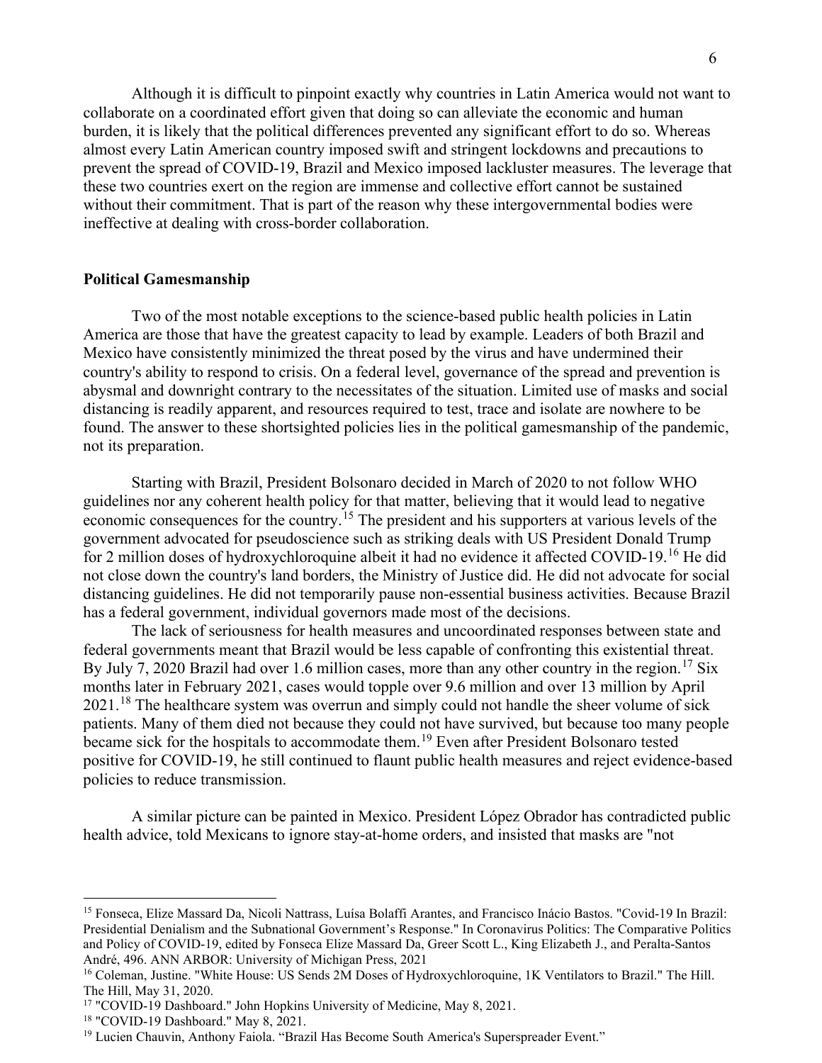Although it is difficult to pinpoint exactly why countries in Latin America would not want to collaborate on a coordinated effort given that doing so can alleviate the economic and human burden, it is likely that the political differences prevented any significant effort to do so. Whereas almost every Latin American country imposed swift and stringent lockdowns and precautions to prevent the spread of COVID-19, Brazil and Mexico imposed lackluster measures. The leverage that these two countries exert on the region are immense and collective effort cannot be sustained without their commitment. That is part of the reason why these intergovernmental bodies were ineffective at dealing with cross-border collaboration.

**Political Gamesmanship**

Two of the most notable exceptions to the science-based public health policies in Latin America are those that have the greatest capacity to lead by example. Leaders of both Brazil and Mexico have consistently minimized the threat posed by the virus and have undermined their country's ability to respond to crisis. On a federal level, governance of the spread and prevention is abysmal and downright contrary to the necessitates of the situation. Limited use of masks and social distancing is readily apparent, and resources required to test, trace and isolate are nowhere to be found. The answer to these shortsighted policies lies in the political gamesmanship of the pandemic, not its preparation.

Starting with Brazil, President Bolsonaro decided in March of 2020 to not follow WHO guidelines nor any coherent health policy for that matter, believing that it would lead to negative economic consequences for the country.[15] The president and his supporters at various levels of the government advocated for pseudoscience such as striking deals with US President Donald Trump for 2 million doses of hydroxychloroquine albeit it had no evidence it affected COVID-19.[16] He did not close down the country's land borders, the Ministry of Justice did. He did not advocate for social distancing guidelines. He did not temporarily pause non-essential business activities. Because Brazil has a federal government, individual governors made most of the decisions.

The lack of seriousness for health measures and uncoordinated responses between state and federal governments meant that Brazil would be less capable of confronting this existential threat. By July 7, 2020 Brazil had over 1.6 million cases, more than any other country in the region.[17] Six months later in February 2021, cases would topple over 9.6 million and over 13 million by April 2021.[18] The healthcare system was overrun and simply could not handle the sheer volume of sick patients. Many of them died not because they could not have survived, but because too many people became sick for the hospitals to accommodate them.[19] Even after President Bolsonaro tested positive for COVID-19, he still continued to flaunt public health measures and reject evidence-based policies to reduce transmission.

A similar picture can be painted in Mexico. President López Obrador has contradicted public health advice, told Mexicans to ignore stay-at-home orders, and insisted that masks are "not

---

[15] Fonseca, Elize Massard Da, Nicoli Nattrass, Luísa Bolaffi Arantes, and Francisco Inácio Bastos. "Covid-19 In Brazil: Presidential Denialism and the Subnational Government's Response." In Coronavirus Politics: The Comparative Politics and Policy of COVID-19, edited by Fonseca Elize Massard Da, Greer Scott L., King Elizabeth J., and Peralta-Santos André, 496. ANN ARBOR: University of Michigan Press, 2021

[16] Coleman, Justine. "White House: US Sends 2M Doses of Hydroxychloroquine, 1K Ventilators to Brazil." The Hill. The Hill, May 31, 2020.

[17] "COVID-19 Dashboard." John Hopkins University of Medicine, May 8, 2021.

[18] "COVID-19 Dashboard." May 8, 2021.

[19] Lucien Chauvin, Anthony Faiola. "Brazil Has Become South America's Superspreader Event."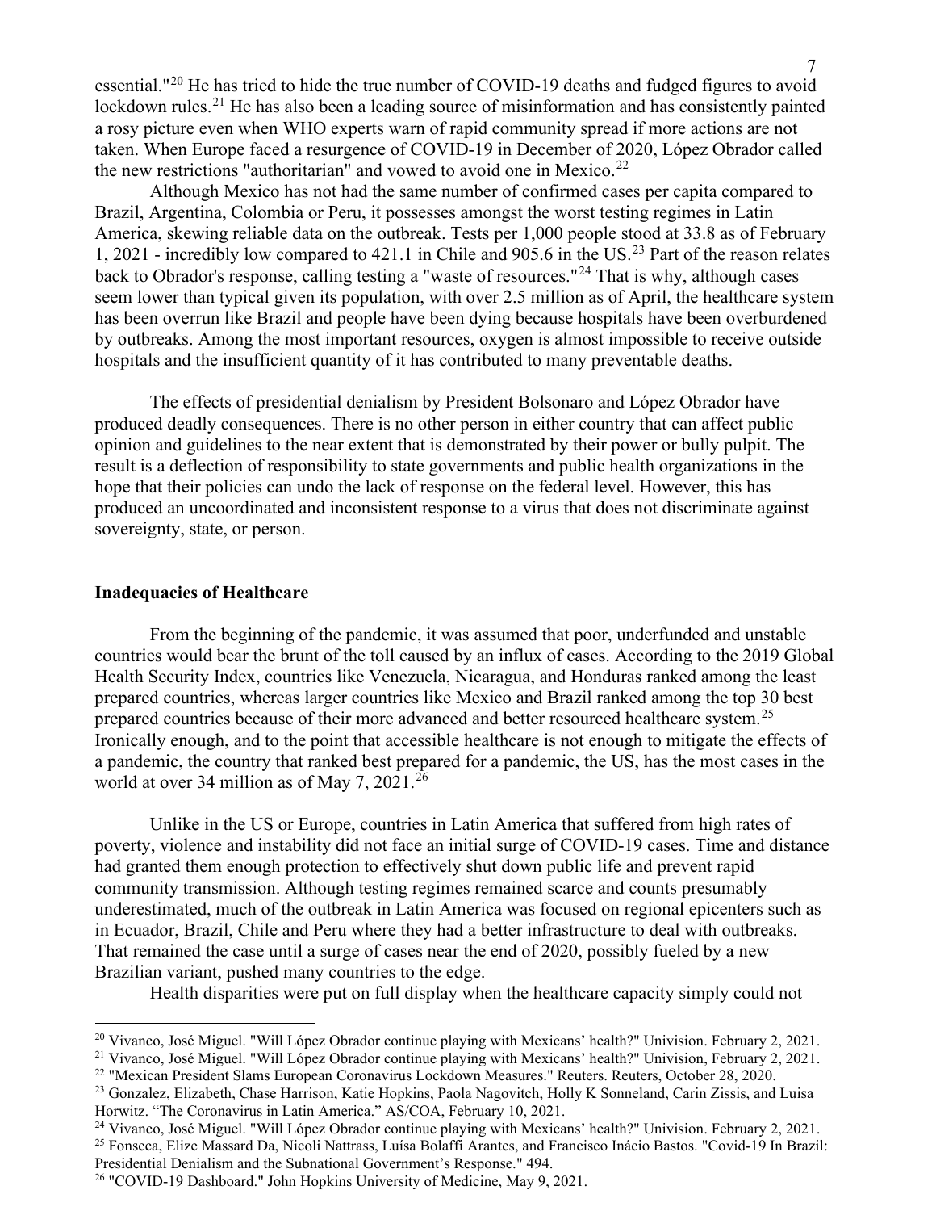essential."[20] He has tried to hide the true number of COVID-19 deaths and fudged figures to avoid lockdown rules.[21] He has also been a leading source of misinformation and has consistently painted a rosy picture even when WHO experts warn of rapid community spread if more actions are not taken. When Europe faced a resurgence of COVID-19 in December of 2020, López Obrador called the new restrictions "authoritarian" and vowed to avoid one in Mexico.[22]

Although Mexico has not had the same number of confirmed cases per capita compared to Brazil, Argentina, Colombia or Peru, it possesses amongst the worst testing regimes in Latin America, skewing reliable data on the outbreak. Tests per 1,000 people stood at 33.8 as of February 1, 2021 - incredibly low compared to 421.1 in Chile and 905.6 in the US.[23] Part of the reason relates back to Obrador's response, calling testing a "waste of resources."[24] That is why, although cases seem lower than typical given its population, with over 2.5 million as of April, the healthcare system has been overrun like Brazil and people have been dying because hospitals have been overburdened by outbreaks. Among the most important resources, oxygen is almost impossible to receive outside hospitals and the insufficient quantity of it has contributed to many preventable deaths.

The effects of presidential denialism by President Bolsonaro and López Obrador have produced deadly consequences. There is no other person in either country that can affect public opinion and guidelines to the near extent that is demonstrated by their power or bully pulpit. The result is a deflection of responsibility to state governments and public health organizations in the hope that their policies can undo the lack of response on the federal level. However, this has produced an uncoordinated and inconsistent response to a virus that does not discriminate against sovereignty, state, or person.

**Inadequacies of Healthcare**

From the beginning of the pandemic, it was assumed that poor, underfunded and unstable countries would bear the brunt of the toll caused by an influx of cases. According to the 2019 Global Health Security Index, countries like Venezuela, Nicaragua, and Honduras ranked among the least prepared countries, whereas larger countries like Mexico and Brazil ranked among the top 30 best prepared countries because of their more advanced and better resourced healthcare system.[25] Ironically enough, and to the point that accessible healthcare is not enough to mitigate the effects of a pandemic, the country that ranked best prepared for a pandemic, the US, has the most cases in the world at over 34 million as of May 7, 2021.[26]

Unlike in the US or Europe, countries in Latin America that suffered from high rates of poverty, violence and instability did not face an initial surge of COVID-19 cases. Time and distance had granted them enough protection to effectively shut down public life and prevent rapid community transmission. Although testing regimes remained scarce and counts presumably underestimated, much of the outbreak in Latin America was focused on regional epicenters such as in Ecuador, Brazil, Chile and Peru where they had a better infrastructure to deal with outbreaks. That remained the case until a surge of cases near the end of 2020, possibly fueled by a new Brazilian variant, pushed many countries to the edge.

Health disparities were put on full display when the healthcare capacity simply could not

---

[20] Vivanco, José Miguel. "Will López Obrador continue playing with Mexicans' health?" Univision. February 2, 2021.

[21] Vivanco, José Miguel. "Will López Obrador continue playing with Mexicans' health?" Univision, February 2, 2021.

[22] "Mexican President Slams European Coronavirus Lockdown Measures." Reuters. Reuters, October 28, 2020.

[23] Gonzalez, Elizabeth, Chase Harrison, Katie Hopkins, Paola Nagovitch, Holly K Sonneland, Carin Zissis, and Luisa Horwitz. "The Coronavirus in Latin America." AS/COA, February 10, 2021.

[24] Vivanco, José Miguel. "Will López Obrador continue playing with Mexicans' health?" Univision. February 2, 2021.

[25] Fonseca, Elize Massard Da, Nicoli Nattrass, Luísa Bolaffi Arantes, and Francisco Inácio Bastos. "Covid-19 In Brazil: Presidential Denialism and the Subnational Government's Response." 494.

[26] "COVID-19 Dashboard." John Hopkins University of Medicine, May 9, 2021.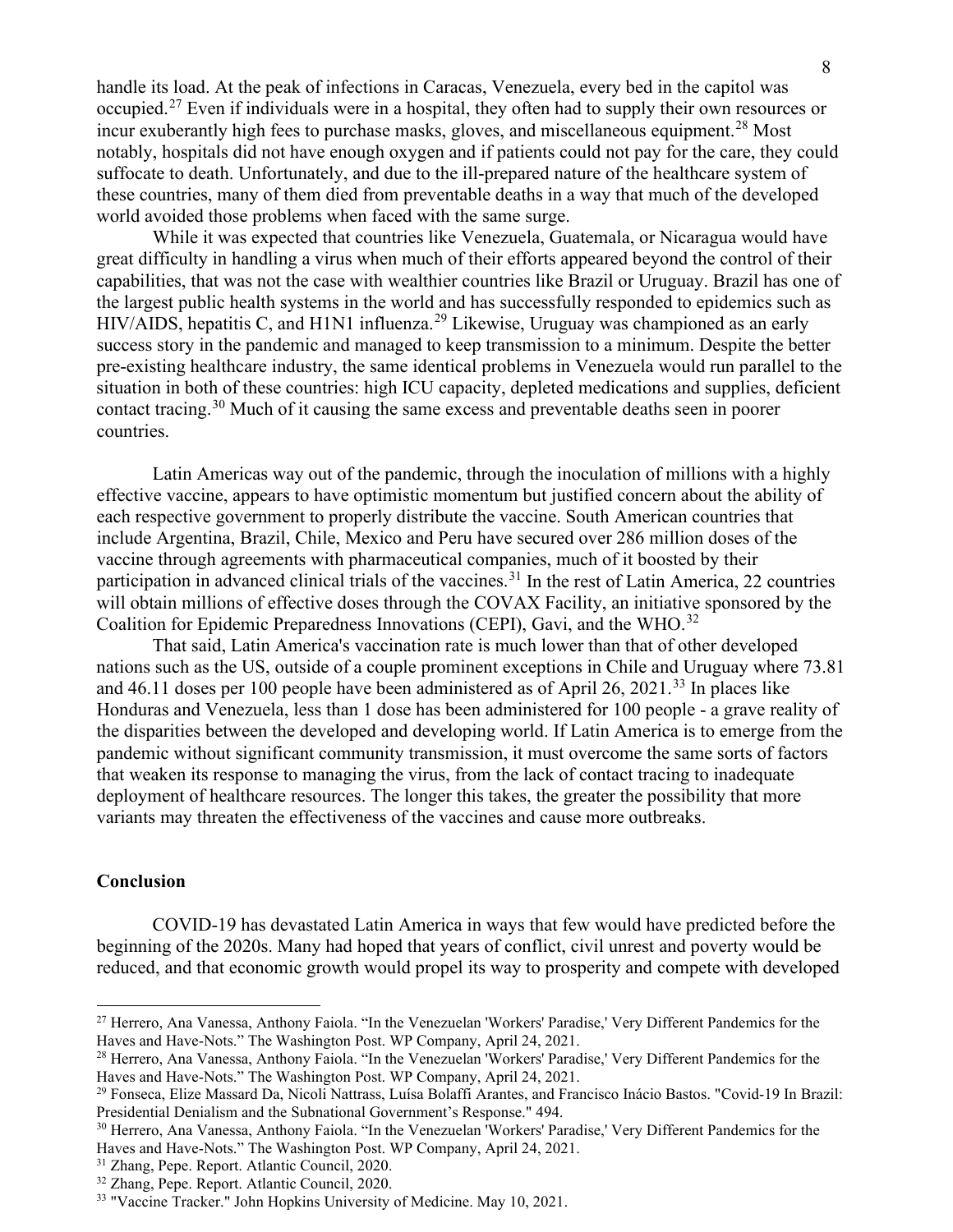handle its load. At the peak of infections in Caracas, Venezuela, every bed in the capitol was occupied.[27] Even if individuals were in a hospital, they often had to supply their own resources or incur exuberantly high fees to purchase masks, gloves, and miscellaneous equipment.[28] Most notably, hospitals did not have enough oxygen and if patients could not pay for the care, they could suffocate to death. Unfortunately, and due to the ill-prepared nature of the healthcare system of these countries, many of them died from preventable deaths in a way that much of the developed world avoided those problems when faced with the same surge.

While it was expected that countries like Venezuela, Guatemala, or Nicaragua would have great difficulty in handling a virus when much of their efforts appeared beyond the control of their capabilities, that was not the case with wealthier countries like Brazil or Uruguay. Brazil has one of the largest public health systems in the world and has successfully responded to epidemics such as HIV/AIDS, hepatitis C, and H1N1 influenza.[29] Likewise, Uruguay was championed as an early success story in the pandemic and managed to keep transmission to a minimum. Despite the better pre-existing healthcare industry, the same identical problems in Venezuela would run parallel to the situation in both of these countries: high ICU capacity, depleted medications and supplies, deficient contact tracing.[30] Much of it causing the same excess and preventable deaths seen in poorer countries.

Latin Americas way out of the pandemic, through the inoculation of millions with a highly effective vaccine, appears to have optimistic momentum but justified concern about the ability of each respective government to properly distribute the vaccine. South American countries that include Argentina, Brazil, Chile, Mexico and Peru have secured over 286 million doses of the vaccine through agreements with pharmaceutical companies, much of it boosted by their participation in advanced clinical trials of the vaccines.[31] In the rest of Latin America, 22 countries will obtain millions of effective doses through the COVAX Facility, an initiative sponsored by the Coalition for Epidemic Preparedness Innovations (CEPI), Gavi, and the WHO.[32]

That said, Latin America's vaccination rate is much lower than that of other developed nations such as the US, outside of a couple prominent exceptions in Chile and Uruguay where 73.81 and 46.11 doses per 100 people have been administered as of April 26, 2021.[33] In places like Honduras and Venezuela, less than 1 dose has been administered for 100 people - a grave reality of the disparities between the developed and developing world. If Latin America is to emerge from the pandemic without significant community transmission, it must overcome the same sorts of factors that weaken its response to managing the virus, from the lack of contact tracing to inadequate deployment of healthcare resources. The longer this takes, the greater the possibility that more variants may threaten the effectiveness of the vaccines and cause more outbreaks.

**Conclusion**

COVID-19 has devastated Latin America in ways that few would have predicted before the beginning of the 2020s. Many had hoped that years of conflict, civil unrest and poverty would be reduced, and that economic growth would propel its way to prosperity and compete with developed

---

[27] Herrero, Ana Vanessa, Anthony Faiola. "In the Venezuelan 'Workers' Paradise,' Very Different Pandemics for the Haves and Have-Nots." The Washington Post. WP Company, April 24, 2021.

[28] Herrero, Ana Vanessa, Anthony Faiola. "In the Venezuelan 'Workers' Paradise,' Very Different Pandemics for the Haves and Have-Nots." The Washington Post. WP Company, April 24, 2021.

[29] Fonseca, Elize Massard Da, Nicoli Nattrass, Luísa Bolaffi Arantes, and Francisco Inácio Bastos. "Covid-19 In Brazil: Presidential Denialism and the Subnational Government's Response." 494.

[30] Herrero, Ana Vanessa, Anthony Faiola. "In the Venezuelan 'Workers' Paradise,' Very Different Pandemics for the Haves and Have-Nots." The Washington Post. WP Company, April 24, 2021.

[31] Zhang, Pepe. Report. Atlantic Council, 2020.

[32] Zhang, Pepe. Report. Atlantic Council, 2020.

[33] "Vaccine Tracker." John Hopkins University of Medicine. May 10, 2021.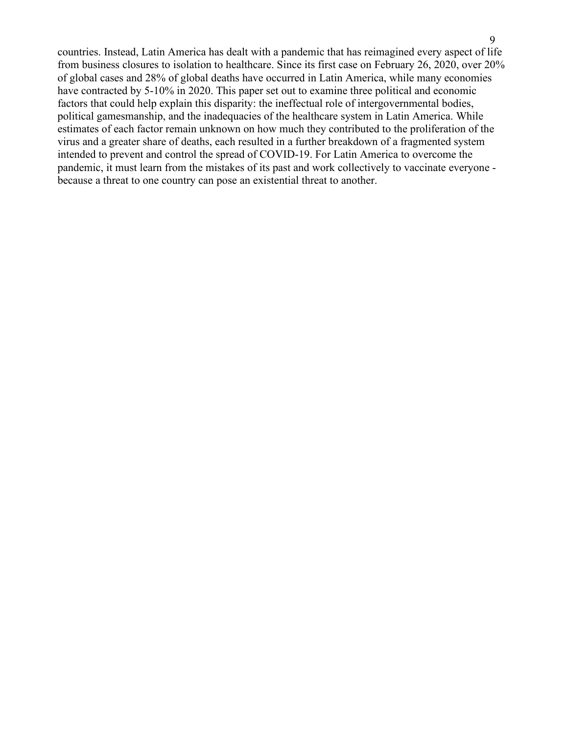countries. Instead, Latin America has dealt with a pandemic that has reimagined every aspect of life from business closures to isolation to healthcare. Since its first case on February 26, 2020, over 20% of global cases and 28% of global deaths have occurred in Latin America, while many economies have contracted by 5-10% in 2020. This paper set out to examine three political and economic factors that could help explain this disparity: the ineffectual role of intergovernmental bodies, political gamesmanship, and the inadequacies of the healthcare system in Latin America. While estimates of each factor remain unknown on how much they contributed to the proliferation of the virus and a greater share of deaths, each resulted in a further breakdown of a fragmented system intended to prevent and control the spread of COVID-19. For Latin America to overcome the pandemic, it must learn from the mistakes of its past and work collectively to vaccinate everyone - because a threat to one country can pose an existential threat to another.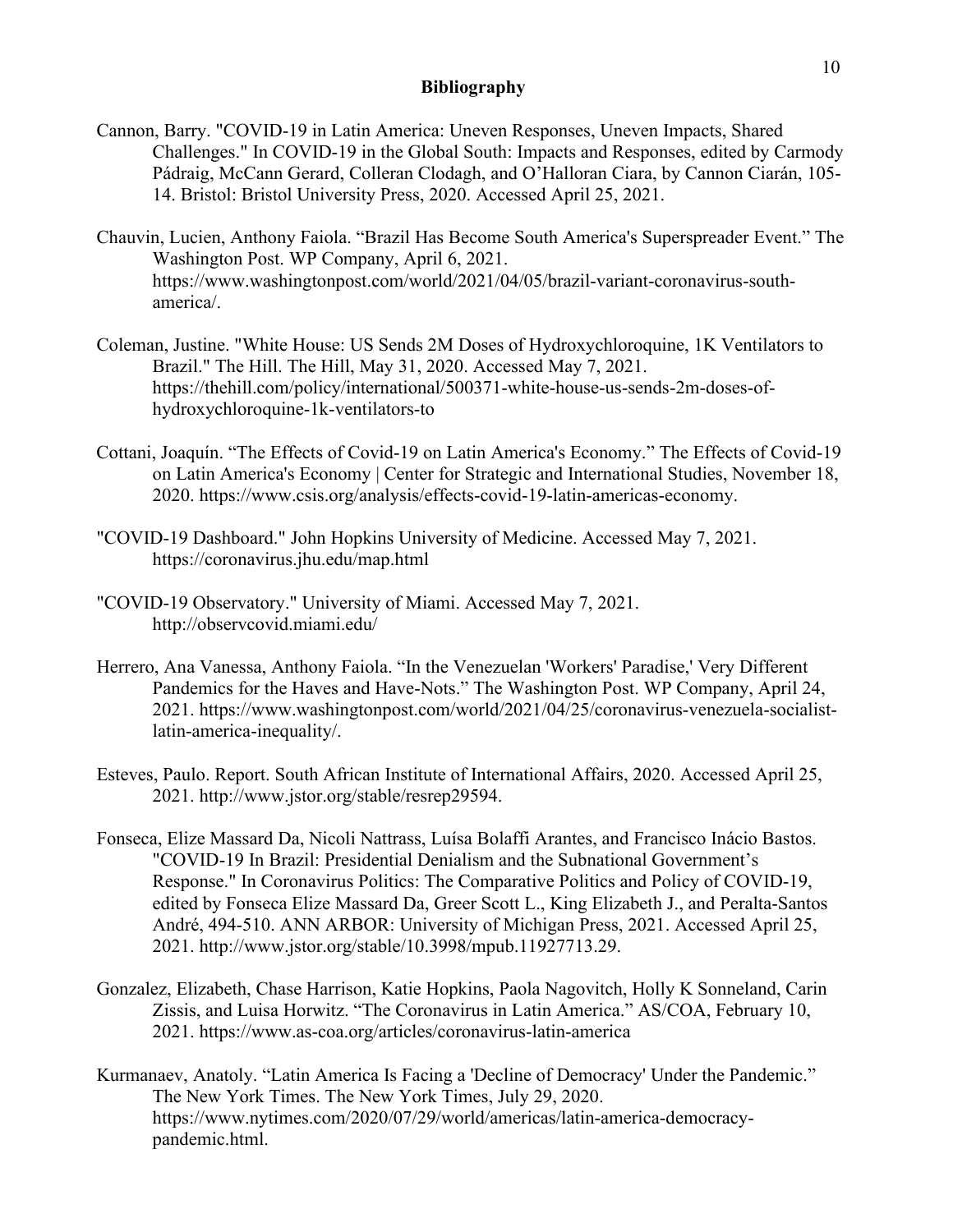# Bibliography

Cannon, Barry. "COVID-19 in Latin America: Uneven Responses, Uneven Impacts, Shared Challenges." In COVID-19 in the Global South: Impacts and Responses, edited by Carmody Pádraig, McCann Gerard, Colleran Clodagh, and O'Halloran Ciara, by Cannon Ciarán, 105-14. Bristol: Bristol University Press, 2020. Accessed April 25, 2021.

Chauvin, Lucien, Anthony Faiola. "Brazil Has Become South America's Superspreader Event." The Washington Post. WP Company, April 6, 2021. https://www.washingtonpost.com/world/2021/04/05/brazil-variant-coronavirus-south-america/.

Coleman, Justine. "White House: US Sends 2M Doses of Hydroxychloroquine, 1K Ventilators to Brazil." The Hill. The Hill, May 31, 2020. Accessed May 7, 2021. https://thehill.com/policy/international/500371-white-house-us-sends-2m-doses-of-hydroxychloroquine-1k-ventilators-to

Cottani, Joaquín. "The Effects of Covid-19 on Latin America's Economy." The Effects of Covid-19 on Latin America's Economy | Center for Strategic and International Studies, November 18, 2020. https://www.csis.org/analysis/effects-covid-19-latin-americas-economy.

"COVID-19 Dashboard." John Hopkins University of Medicine. Accessed May 7, 2021. https://coronavirus.jhu.edu/map.html

"COVID-19 Observatory." University of Miami. Accessed May 7, 2021. http://observcovid.miami.edu/

Herrero, Ana Vanessa, Anthony Faiola. "In the Venezuelan 'Workers' Paradise,' Very Different Pandemics for the Haves and Have-Nots." The Washington Post. WP Company, April 24, 2021. https://www.washingtonpost.com/world/2021/04/25/coronavirus-venezuela-socialist-latin-america-inequality/.

Esteves, Paulo. Report. South African Institute of International Affairs, 2020. Accessed April 25, 2021. http://www.jstor.org/stable/resrep29594.

Fonseca, Elize Massard Da, Nicoli Nattrass, Luísa Bolaffi Arantes, and Francisco Inácio Bastos. "COVID-19 In Brazil: Presidential Denialism and the Subnational Government's Response." In Coronavirus Politics: The Comparative Politics and Policy of COVID-19, edited by Fonseca Elize Massard Da, Greer Scott L., King Elizabeth J., and Peralta-Santos André, 494-510. ANN ARBOR: University of Michigan Press, 2021. Accessed April 25, 2021. http://www.jstor.org/stable/10.3998/mpub.11927713.29.

Gonzalez, Elizabeth, Chase Harrison, Katie Hopkins, Paola Nagovitch, Holly K Sonneland, Carin Zissis, and Luisa Horwitz. "The Coronavirus in Latin America." AS/COA, February 10, 2021. https://www.as-coa.org/articles/coronavirus-latin-america

Kurmanaev, Anatoly. "Latin America Is Facing a 'Decline of Democracy' Under the Pandemic." The New York Times. The New York Times, July 29, 2020. https://www.nytimes.com/2020/07/29/world/americas/latin-america-democracy-pandemic.html.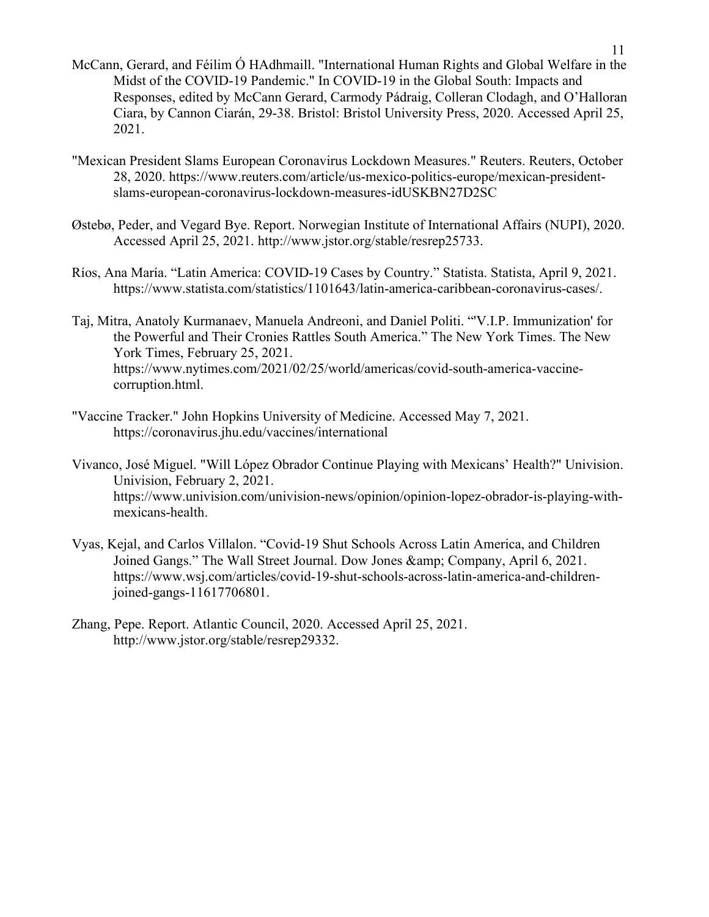McCann, Gerard, and Féilim Ó HAdhmaill. "International Human Rights and Global Welfare in the Midst of the COVID-19 Pandemic." In COVID-19 in the Global South: Impacts and Responses, edited by McCann Gerard, Carmody Pádraig, Colleran Clodagh, and O'Halloran Ciara, by Cannon Ciarán, 29-38. Bristol: Bristol University Press, 2020. Accessed April 25, 2021.

"Mexican President Slams European Coronavirus Lockdown Measures." Reuters. Reuters, October 28, 2020. https://www.reuters.com/article/us-mexico-politics-europe/mexican-president-slams-european-coronavirus-lockdown-measures-idUSKBN27D2SC

Østebø, Peder, and Vegard Bye. Report. Norwegian Institute of International Affairs (NUPI), 2020. Accessed April 25, 2021. http://www.jstor.org/stable/resrep25733.

Ríos, Ana María. "Latin America: COVID-19 Cases by Country." Statista. Statista, April 9, 2021. https://www.statista.com/statistics/1101643/latin-america-caribbean-coronavirus-cases/.

Taj, Mitra, Anatoly Kurmanaev, Manuela Andreoni, and Daniel Politi. "'V.I.P. Immunization' for the Powerful and Their Cronies Rattles South America." The New York Times. The New York Times, February 25, 2021. https://www.nytimes.com/2021/02/25/world/americas/covid-south-america-vaccine-corruption.html.

"Vaccine Tracker." John Hopkins University of Medicine. Accessed May 7, 2021. https://coronavirus.jhu.edu/vaccines/international

Vivanco, José Miguel. "Will López Obrador Continue Playing with Mexicans' Health?" Univision. Univision, February 2, 2021. https://www.univision.com/univision-news/opinion/opinion-lopez-obrador-is-playing-with-mexicans-health.

Vyas, Kejal, and Carlos Villalon. "Covid-19 Shut Schools Across Latin America, and Children Joined Gangs." The Wall Street Journal. Dow Jones &amp; Company, April 6, 2021. https://www.wsj.com/articles/covid-19-shut-schools-across-latin-america-and-children-joined-gangs-11617706801.

Zhang, Pepe. Report. Atlantic Council, 2020. Accessed April 25, 2021. http://www.jstor.org/stable/resrep29332.